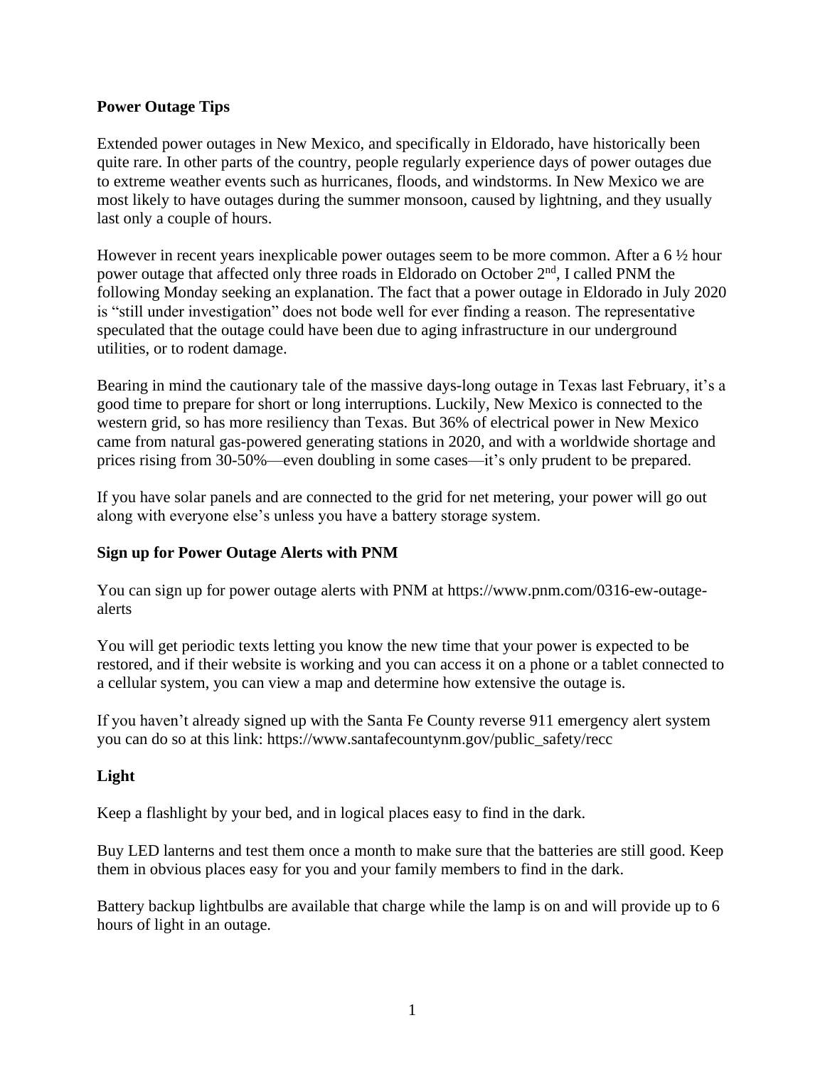# Power Outage Tips

Extended power outages in New Mexico, and specifically in Eldorado, have historically been quite rare. In other parts of the country, people regularly experience days of power outages due to extreme weather events such as hurricanes, floods, and windstorms. In New Mexico we are most likely to have outages during the summer monsoon, caused by lightning, and they usually last only a couple of hours.

However in recent years inexplicable power outages seem to be more common. After a 6 ½ hour power outage that affected only three roads in Eldorado on October 2nd, I called PNM the following Monday seeking an explanation. The fact that a power outage in Eldorado in July 2020 is "still under investigation" does not bode well for ever finding a reason. The representative speculated that the outage could have been due to aging infrastructure in our underground utilities, or to rodent damage.

Bearing in mind the cautionary tale of the massive days-long outage in Texas last February, it's a good time to prepare for short or long interruptions. Luckily, New Mexico is connected to the western grid, so has more resiliency than Texas. But 36% of electrical power in New Mexico came from natural gas-powered generating stations in 2020, and with a worldwide shortage and prices rising from 30-50%—even doubling in some cases—it's only prudent to be prepared.

If you have solar panels and are connected to the grid for net metering, your power will go out along with everyone else's unless you have a battery storage system.

## Sign up for Power Outage Alerts with PNM

You can sign up for power outage alerts with PNM at https://www.pnm.com/0316-ew-outage-alerts

You will get periodic texts letting you know the new time that your power is expected to be restored, and if their website is working and you can access it on a phone or a tablet connected to a cellular system, you can view a map and determine how extensive the outage is.

If you haven't already signed up with the Santa Fe County reverse 911 emergency alert system you can do so at this link: https://www.santafecountynm.gov/public_safety/recc

## Light

Keep a flashlight by your bed, and in logical places easy to find in the dark.

Buy LED lanterns and test them once a month to make sure that the batteries are still good. Keep them in obvious places easy for you and your family members to find in the dark.

Battery backup lightbulbs are available that charge while the lamp is on and will provide up to 6 hours of light in an outage.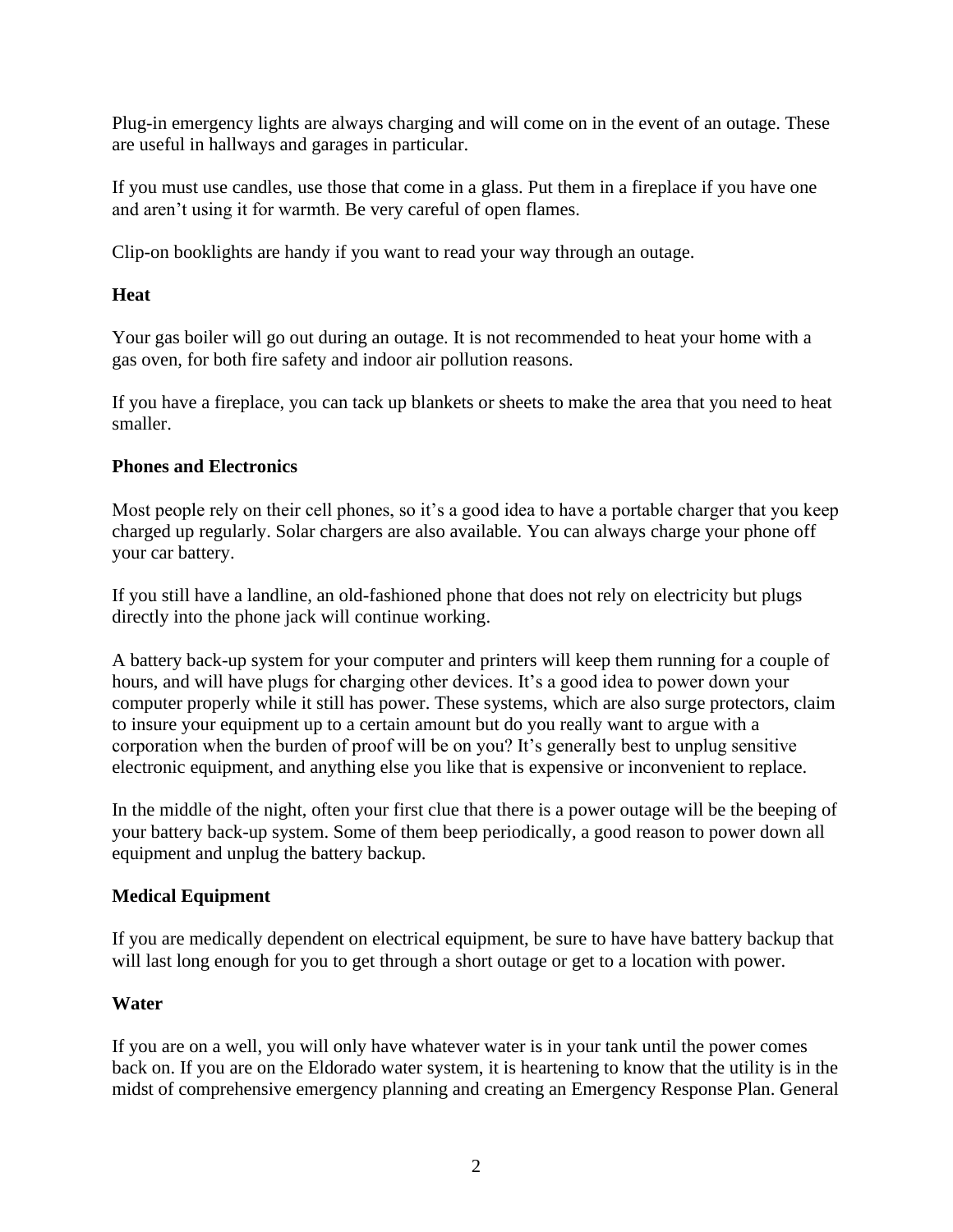Plug-in emergency lights are always charging and will come on in the event of an outage. These are useful in hallways and garages in particular.

If you must use candles, use those that come in a glass. Put them in a fireplace if you have one and aren't using it for warmth. Be very careful of open flames.

Clip-on booklights are handy if you want to read your way through an outage.

**Heat**

Your gas boiler will go out during an outage. It is not recommended to heat your home with a gas oven, for both fire safety and indoor air pollution reasons.

If you have a fireplace, you can tack up blankets or sheets to make the area that you need to heat smaller.

**Phones and Electronics**

Most people rely on their cell phones, so it's a good idea to have a portable charger that you keep charged up regularly. Solar chargers are also available. You can always charge your phone off your car battery.

If you still have a landline, an old-fashioned phone that does not rely on electricity but plugs directly into the phone jack will continue working.

A battery back-up system for your computer and printers will keep them running for a couple of hours, and will have plugs for charging other devices. It's a good idea to power down your computer properly while it still has power. These systems, which are also surge protectors, claim to insure your equipment up to a certain amount but do you really want to argue with a corporation when the burden of proof will be on you? It's generally best to unplug sensitive electronic equipment, and anything else you like that is expensive or inconvenient to replace.

In the middle of the night, often your first clue that there is a power outage will be the beeping of your battery back-up system. Some of them beep periodically, a good reason to power down all equipment and unplug the battery backup.

**Medical Equipment**

If you are medically dependent on electrical equipment, be sure to have have battery backup that will last long enough for you to get through a short outage or get to a location with power.

**Water**

If you are on a well, you will only have whatever water is in your tank until the power comes back on. If you are on the Eldorado water system, it is heartening to know that the utility is in the midst of comprehensive emergency planning and creating an Emergency Response Plan. General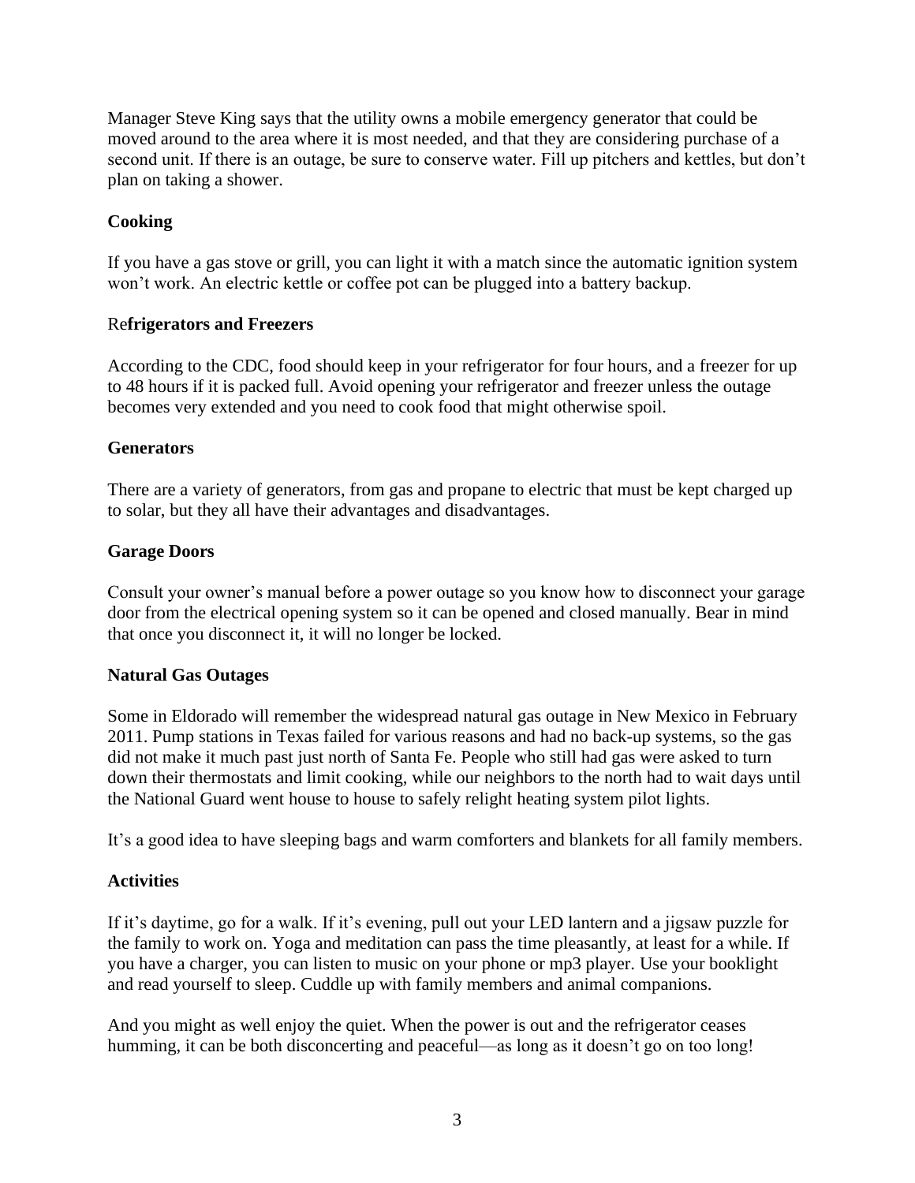Manager Steve King says that the utility owns a mobile emergency generator that could be moved around to the area where it is most needed, and that they are considering purchase of a second unit. If there is an outage, be sure to conserve water. Fill up pitchers and kettles, but don't plan on taking a shower.

**Cooking**

If you have a gas stove or grill, you can light it with a match since the automatic ignition system won't work. An electric kettle or coffee pot can be plugged into a battery backup.

Re**frigerators and Freezers**

According to the CDC, food should keep in your refrigerator for four hours, and a freezer for up to 48 hours if it is packed full. Avoid opening your refrigerator and freezer unless the outage becomes very extended and you need to cook food that might otherwise spoil.

**Generators**

There are a variety of generators, from gas and propane to electric that must be kept charged up to solar, but they all have their advantages and disadvantages.

**Garage Doors**

Consult your owner's manual before a power outage so you know how to disconnect your garage door from the electrical opening system so it can be opened and closed manually. Bear in mind that once you disconnect it, it will no longer be locked.

**Natural Gas Outages**

Some in Eldorado will remember the widespread natural gas outage in New Mexico in February 2011. Pump stations in Texas failed for various reasons and had no back-up systems, so the gas did not make it much past just north of Santa Fe. People who still had gas were asked to turn down their thermostats and limit cooking, while our neighbors to the north had to wait days until the National Guard went house to house to safely relight heating system pilot lights.

It's a good idea to have sleeping bags and warm comforters and blankets for all family members.

**Activities**

If it's daytime, go for a walk. If it's evening, pull out your LED lantern and a jigsaw puzzle for the family to work on. Yoga and meditation can pass the time pleasantly, at least for a while. If you have a charger, you can listen to music on your phone or mp3 player. Use your booklight and read yourself to sleep. Cuddle up with family members and animal companions.

And you might as well enjoy the quiet. When the power is out and the refrigerator ceases humming, it can be both disconcerting and peaceful—as long as it doesn't go on too long!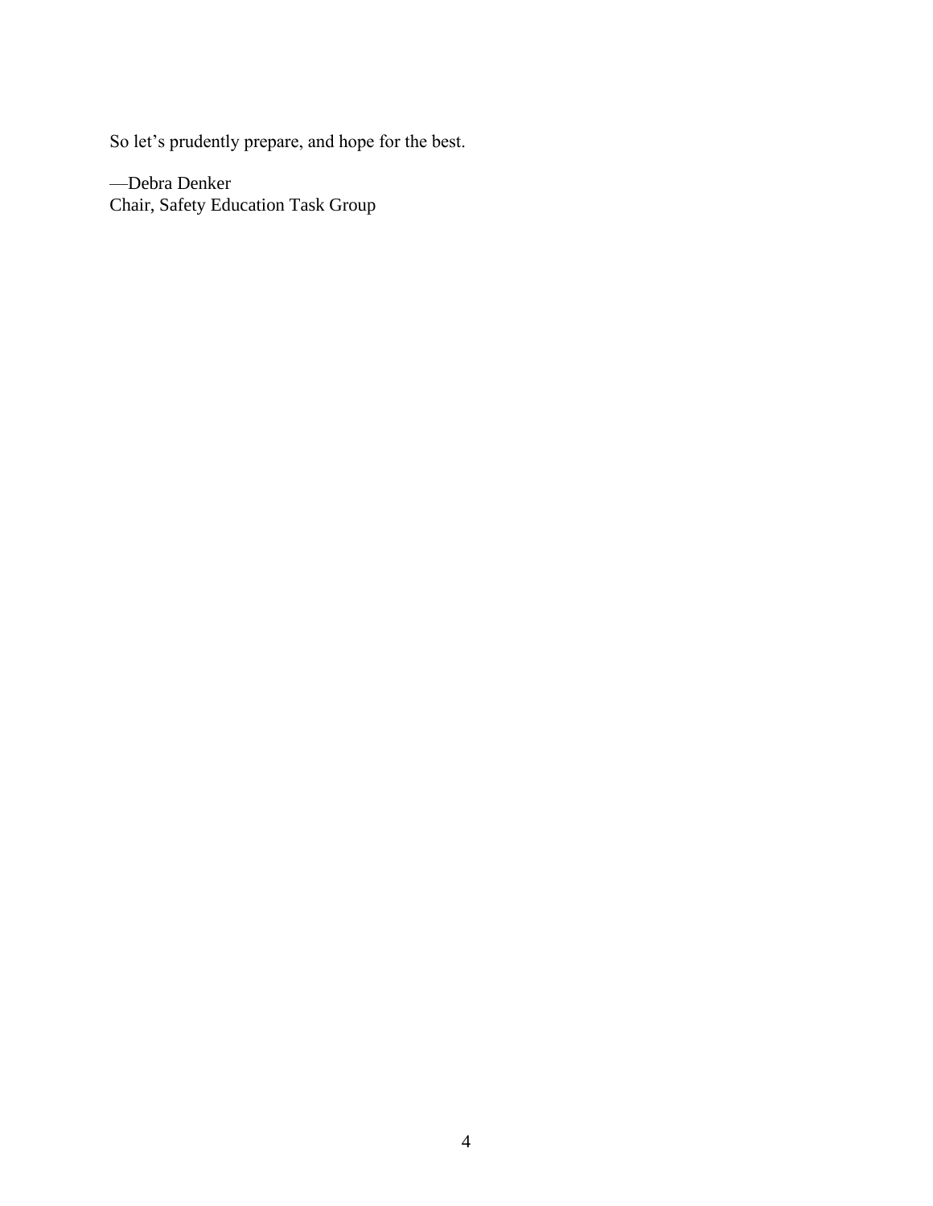So let’s prudently prepare, and hope for the best.

—Debra Denker
Chair, Safety Education Task Group